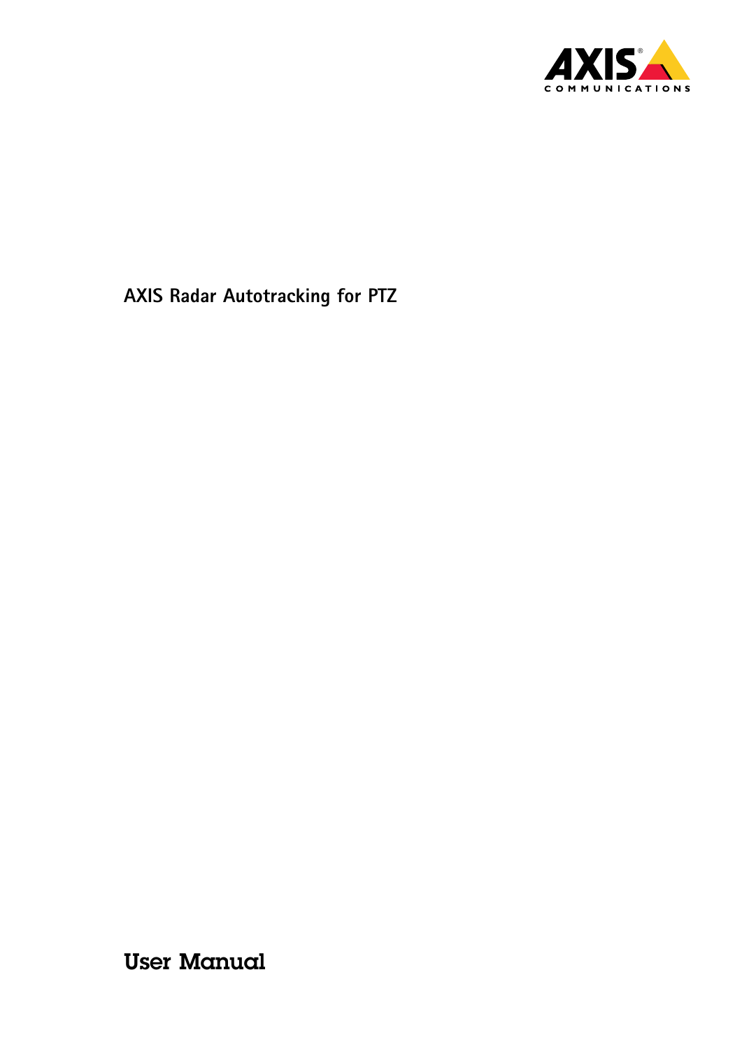# AXIS Radar Autotracking for PTZ

## User Manual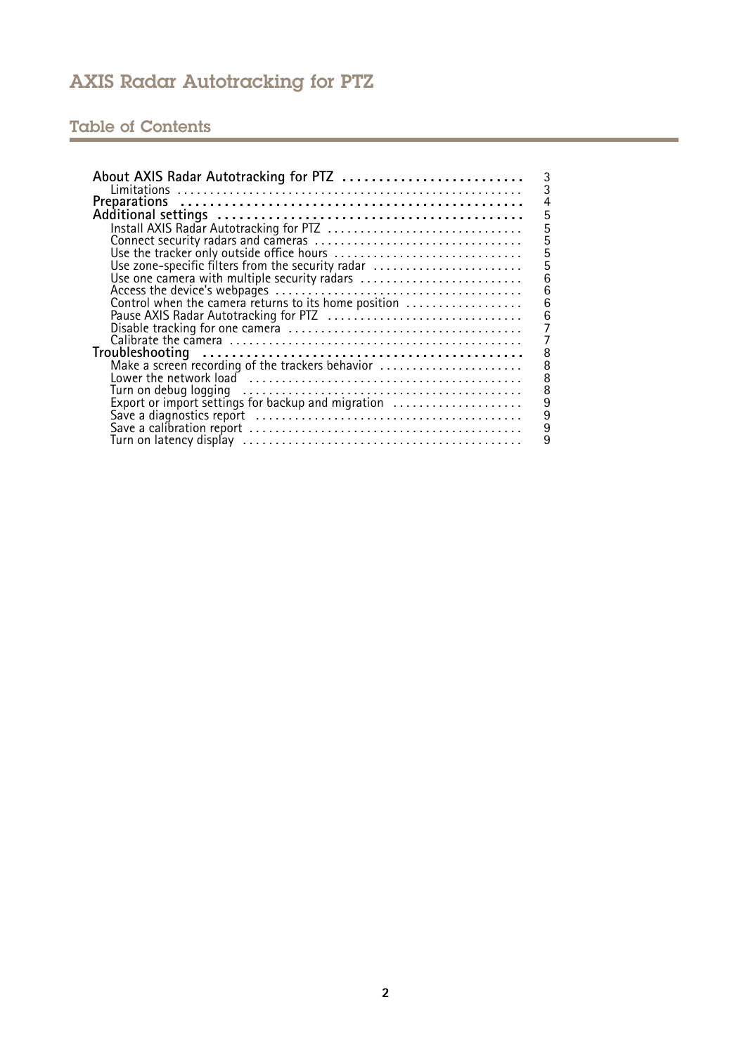# AXIS Radar Autotracking for PTZ

## Table of Contents

- **About AXIS Radar Autotracking for PTZ** ..... 3
  - Limitations ..... 3
- **Preparations** ..... 4
- **Additional settings** ..... 5
  - Install AXIS Radar Autotracking for PTZ ..... 5
  - Connect security radars and cameras ..... 5
  - Use the tracker only outside office hours ..... 5
  - Use zone-specific filters from the security radar ..... 5
  - Use one camera with multiple security radars ..... 6
  - Access the device's webpages ..... 6
  - Control when the camera returns to its home position ..... 6
  - Pause AXIS Radar Autotracking for PTZ ..... 6
  - Disable tracking for one camera ..... 7
  - Calibrate the camera ..... 7
- **Troubleshooting** ..... 8
  - Make a screen recording of the trackers behavior ..... 8
  - Lower the network load ..... 8
  - Turn on debug logging ..... 8
  - Export or import settings for backup and migration ..... 9
  - Save a diagnostics report ..... 9
  - Save a calibration report ..... 9
  - Turn on latency display ..... 9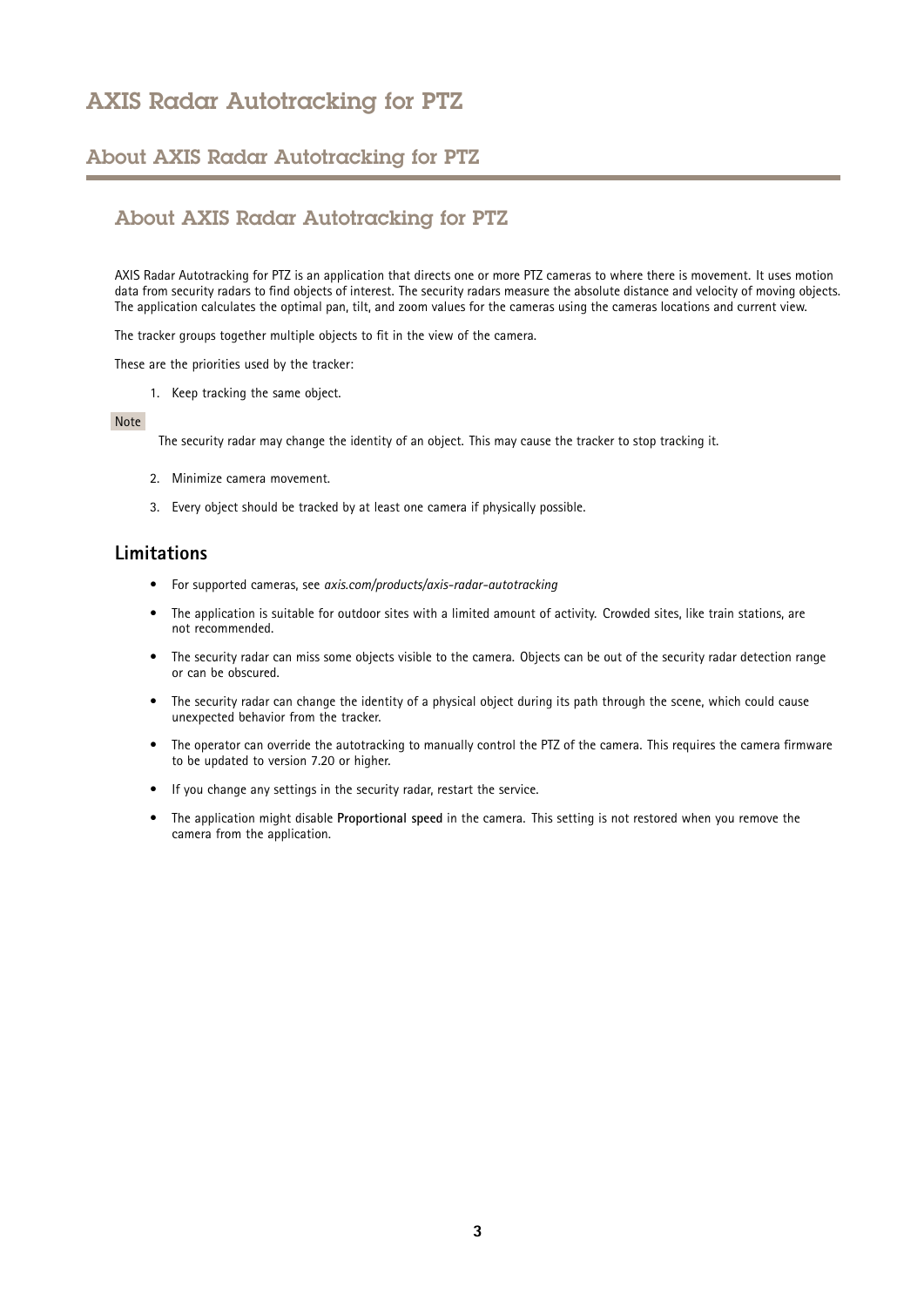# AXIS Radar Autotracking for PTZ

## About AXIS Radar Autotracking for PTZ

### About AXIS Radar Autotracking for PTZ

AXIS Radar Autotracking for PTZ is an application that directs one or more PTZ cameras to where there is movement. It uses motion data from security radars to find objects of interest. The security radars measure the absolute distance and velocity of moving objects. The application calculates the optimal pan, tilt, and zoom values for the cameras using the cameras locations and current view.

The tracker groups together multiple objects to fit in the view of the camera.

These are the priorities used by the tracker:

1. Keep tracking the same object.

Note

The security radar may change the identity of an object. This may cause the tracker to stop tracking it.

2. Minimize camera movement.
3. Every object should be tracked by at least one camera if physically possible.

#### Limitations

- For supported cameras, see *axis.com/products/axis-radar-autotracking*
- The application is suitable for outdoor sites with a limited amount of activity. Crowded sites, like train stations, are not recommended.
- The security radar can miss some objects visible to the camera. Objects can be out of the security radar detection range or can be obscured.
- The security radar can change the identity of a physical object during its path through the scene, which could cause unexpected behavior from the tracker.
- The operator can override the autotracking to manually control the PTZ of the camera. This requires the camera firmware to be updated to version 7.20 or higher.
- If you change any settings in the security radar, restart the service.
- The application might disable **Proportional speed** in the camera. This setting is not restored when you remove the camera from the application.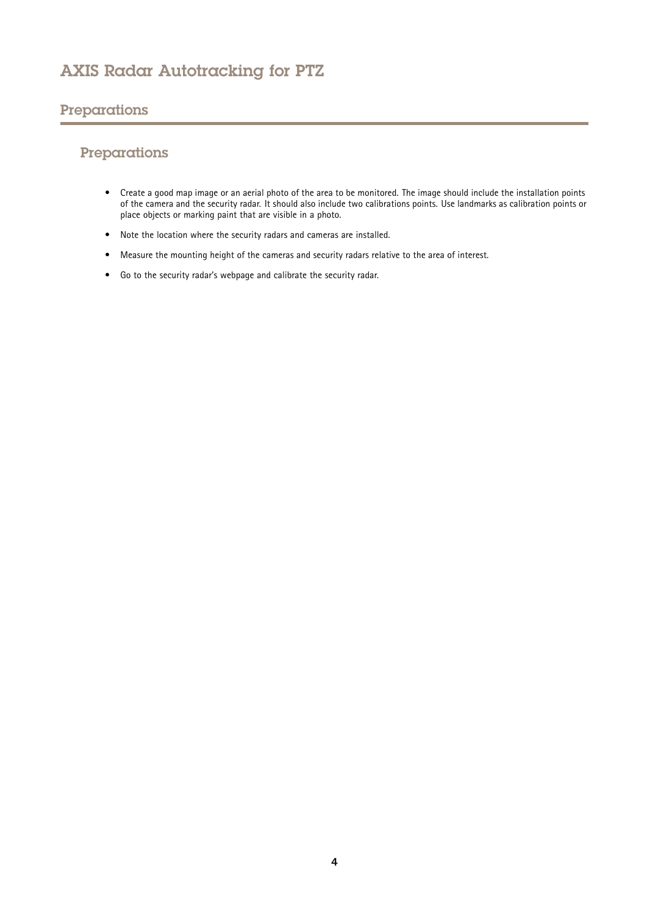## Preparations

- Create a good map image or an aerial photo of the area to be monitored. The image should include the installation points of the camera and the security radar. It should also include two calibrations points. Use landmarks as calibration points or place objects or marking paint that are visible in a photo.
- Note the location where the security radars and cameras are installed.
- Measure the mounting height of the cameras and security radars relative to the area of interest.
- Go to the security radar's webpage and calibrate the security radar.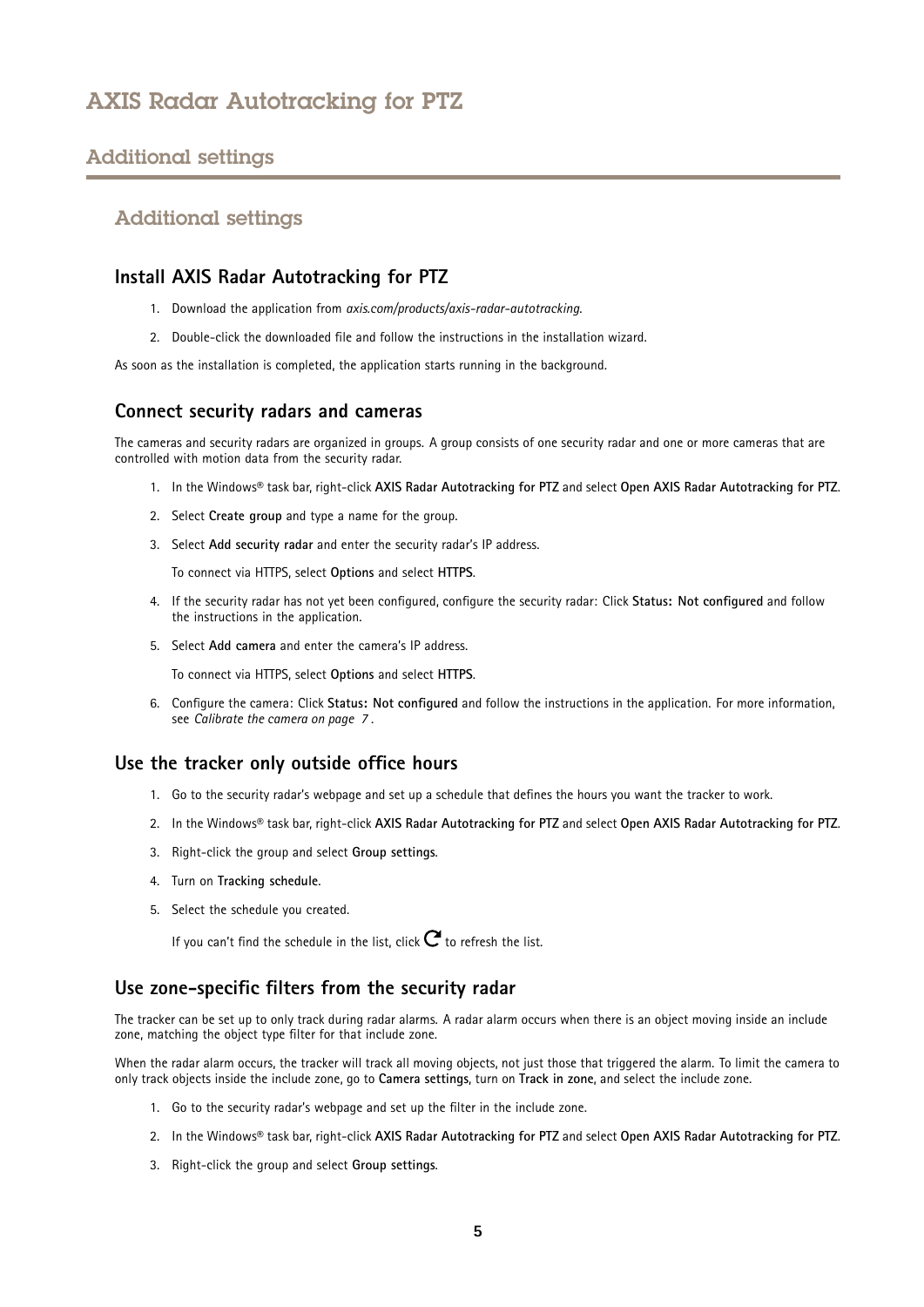## Additional settings

### Install AXIS Radar Autotracking for PTZ

1. Download the application from *axis.com/products/axis-radar-autotracking*.
2. Double-click the downloaded file and follow the instructions in the installation wizard.

As soon as the installation is completed, the application starts running in the background.

### Connect security radars and cameras

The cameras and security radars are organized in groups. A group consists of one security radar and one or more cameras that are controlled with motion data from the security radar.

1. In the Windows® task bar, right-click **AXIS Radar Autotracking for PTZ** and select **Open AXIS Radar Autotracking for PTZ**.
2. Select **Create group** and type a name for the group.
3. Select **Add security radar** and enter the security radar's IP address.

   To connect via HTTPS, select **Options** and select **HTTPS**.
4. If the security radar has not yet been configured, configure the security radar: Click **Status: Not configured** and follow the instructions in the application.
5. Select **Add camera** and enter the camera's IP address.

   To connect via HTTPS, select **Options** and select **HTTPS**.
6. Configure the camera: Click **Status: Not configured** and follow the instructions in the application. For more information, see *Calibrate the camera on page 7*.

### Use the tracker only outside office hours

1. Go to the security radar's webpage and set up a schedule that defines the hours you want the tracker to work.
2. In the Windows® task bar, right-click **AXIS Radar Autotracking for PTZ** and select **Open AXIS Radar Autotracking for PTZ**.
3. Right-click the group and select **Group settings**.
4. Turn on **Tracking schedule**.
5. Select the schedule you created.

   If you can't find the schedule in the list, click ⟳ to refresh the list.

### Use zone-specific filters from the security radar

The tracker can be set up to only track during radar alarms. A radar alarm occurs when there is an object moving inside an include zone, matching the object type filter for that include zone.

When the radar alarm occurs, the tracker will track all moving objects, not just those that triggered the alarm. To limit the camera to only track objects inside the include zone, go to **Camera settings**, turn on **Track in zone**, and select the include zone.

1. Go to the security radar's webpage and set up the filter in the include zone.
2. In the Windows® task bar, right-click **AXIS Radar Autotracking for PTZ** and select **Open AXIS Radar Autotracking for PTZ**.
3. Right-click the group and select **Group settings**.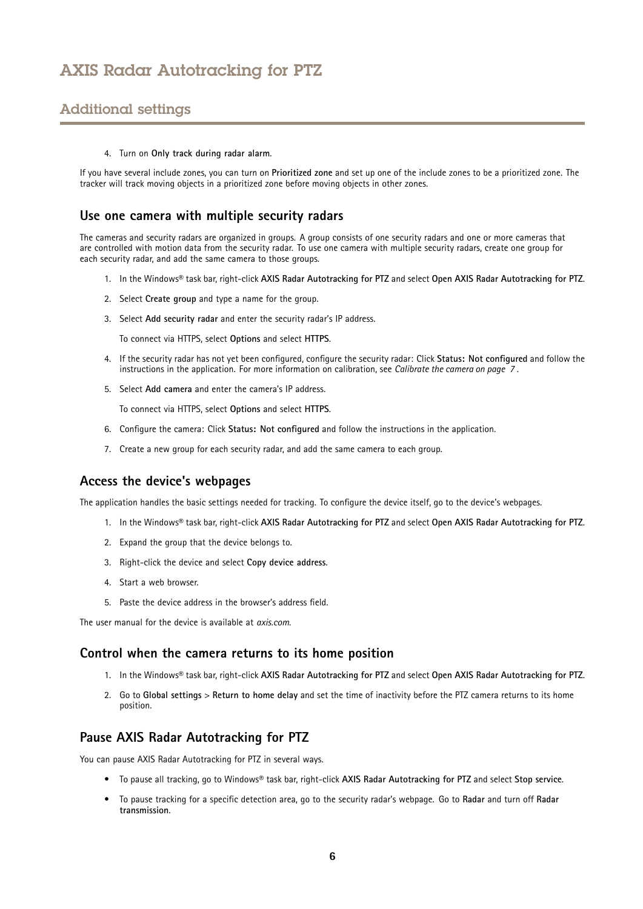4. Turn on **Only track during radar alarm**.

If you have several include zones, you can turn on **Prioritized zone** and set up one of the include zones to be a prioritized zone. The tracker will track moving objects in a prioritized zone before moving objects in other zones.

### Use one camera with multiple security radars

The cameras and security radars are organized in groups. A group consists of one security radars and one or more cameras that are controlled with motion data from the security radar. To use one camera with multiple security radars, create one group for each security radar, and add the same camera to those groups.

1. In the Windows® task bar, right-click **AXIS Radar Autotracking for PTZ** and select **Open AXIS Radar Autotracking for PTZ**.
2. Select **Create group** and type a name for the group.
3. Select **Add security radar** and enter the security radar's IP address.

   To connect via HTTPS, select **Options** and select **HTTPS**.
4. If the security radar has not yet been configured, configure the security radar: Click **Status: Not configured** and follow the instructions in the application. For more information on calibration, see *Calibrate the camera on page 7*.
5. Select **Add camera** and enter the camera's IP address.

   To connect via HTTPS, select **Options** and select **HTTPS**.
6. Configure the camera: Click **Status: Not configured** and follow the instructions in the application.
7. Create a new group for each security radar, and add the same camera to each group.

### Access the device's webpages

The application handles the basic settings needed for tracking. To configure the device itself, go to the device's webpages.

1. In the Windows® task bar, right-click **AXIS Radar Autotracking for PTZ** and select **Open AXIS Radar Autotracking for PTZ**.
2. Expand the group that the device belongs to.
3. Right-click the device and select **Copy device address**.
4. Start a web browser.
5. Paste the device address in the browser's address field.

The user manual for the device is available at *axis.com*.

### Control when the camera returns to its home position

1. In the Windows® task bar, right-click **AXIS Radar Autotracking for PTZ** and select **Open AXIS Radar Autotracking for PTZ**.
2. Go to **Global settings** > **Return to home delay** and set the time of inactivity before the PTZ camera returns to its home position.

### Pause AXIS Radar Autotracking for PTZ

You can pause AXIS Radar Autotracking for PTZ in several ways.

- To pause all tracking, go to Windows® task bar, right-click **AXIS Radar Autotracking for PTZ** and select **Stop service**.
- To pause tracking for a specific detection area, go to the security radar's webpage. Go to **Radar** and turn off **Radar transmission**.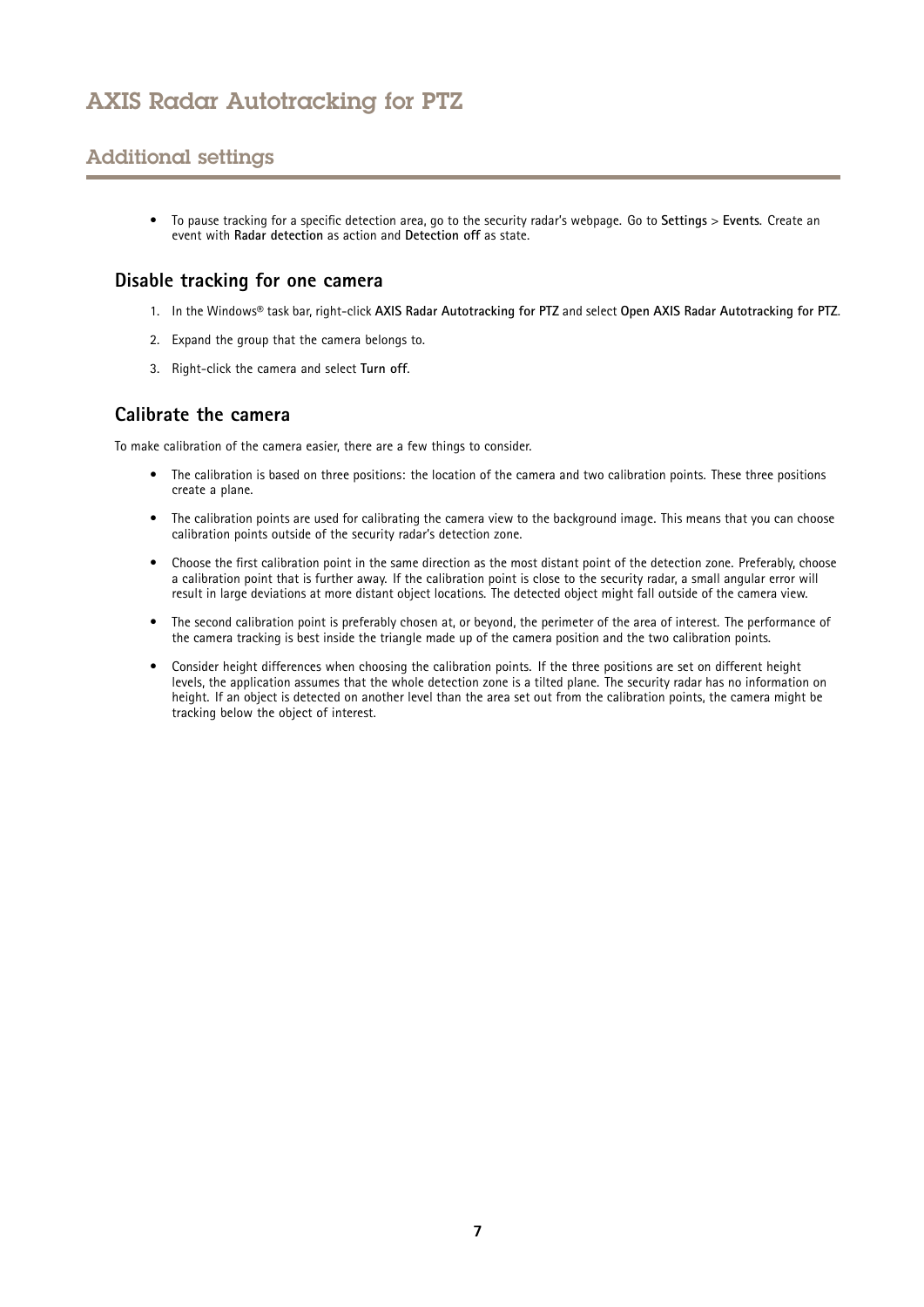## Additional settings

- To pause tracking for a specific detection area, go to the security radar's webpage. Go to **Settings** > **Events**. Create an event with **Radar detection** as action and **Detection off** as state.

### Disable tracking for one camera

1. In the Windows® task bar, right-click **AXIS Radar Autotracking for PTZ** and select **Open AXIS Radar Autotracking for PTZ**.
2. Expand the group that the camera belongs to.
3. Right-click the camera and select **Turn off**.

### Calibrate the camera

To make calibration of the camera easier, there are a few things to consider.

- The calibration is based on three positions: the location of the camera and two calibration points. These three positions create a plane.
- The calibration points are used for calibrating the camera view to the background image. This means that you can choose calibration points outside of the security radar's detection zone.
- Choose the first calibration point in the same direction as the most distant point of the detection zone. Preferably, choose a calibration point that is further away. If the calibration point is close to the security radar, a small angular error will result in large deviations at more distant object locations. The detected object might fall outside of the camera view.
- The second calibration point is preferably chosen at, or beyond, the perimeter of the area of interest. The performance of the camera tracking is best inside the triangle made up of the camera position and the two calibration points.
- Consider height differences when choosing the calibration points. If the three positions are set on different height levels, the application assumes that the whole detection zone is a tilted plane. The security radar has no information on height. If an object is detected on another level than the area set out from the calibration points, the camera might be tracking below the object of interest.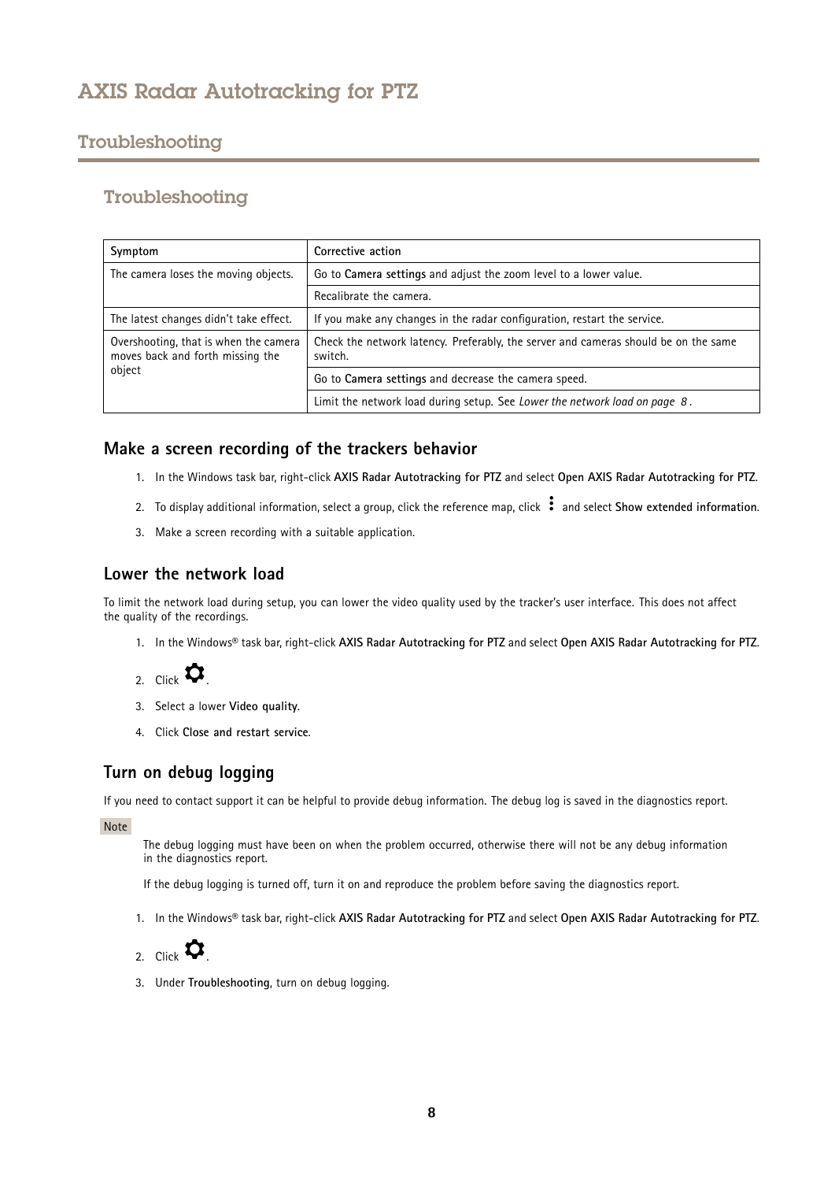## Troubleshooting

### Troubleshooting

| Symptom | Corrective action |
|---|---|
| The camera loses the moving objects. | Go to **Camera settings** and adjust the zoom level to a lower value. |
| | Recalibrate the camera. |
| The latest changes didn't take effect. | If you make any changes in the radar configuration, restart the service. |
| Overshooting, that is when the camera moves back and forth missing the object | Check the network latency. Preferably, the server and cameras should be on the same switch. |
| | Go to **Camera settings** and decrease the camera speed. |
| | Limit the network load during setup. See *Lower the network load on page 8*. |

### Make a screen recording of the trackers behavior

1. In the Windows task bar, right-click **AXIS Radar Autotracking for PTZ** and select **Open AXIS Radar Autotracking for PTZ**.
2. To display additional information, select a group, click the reference map, click ⋮ and select **Show extended information**.
3. Make a screen recording with a suitable application.

### Lower the network load

To limit the network load during setup, you can lower the video quality used by the tracker's user interface. This does not affect the quality of the recordings.

1. In the Windows® task bar, right-click **AXIS Radar Autotracking for PTZ** and select **Open AXIS Radar Autotracking for PTZ**.
2. Click ⚙.
3. Select a lower **Video quality**.
4. Click **Close and restart service**.

### Turn on debug logging

If you need to contact support it can be helpful to provide debug information. The debug log is saved in the diagnostics report.

Note

The debug logging must have been on when the problem occurred, otherwise there will not be any debug information in the diagnostics report.

If the debug logging is turned off, turn it on and reproduce the problem before saving the diagnostics report.

1. In the Windows® task bar, right-click **AXIS Radar Autotracking for PTZ** and select **Open AXIS Radar Autotracking for PTZ**.
2. Click ⚙.
3. Under **Troubleshooting**, turn on debug logging.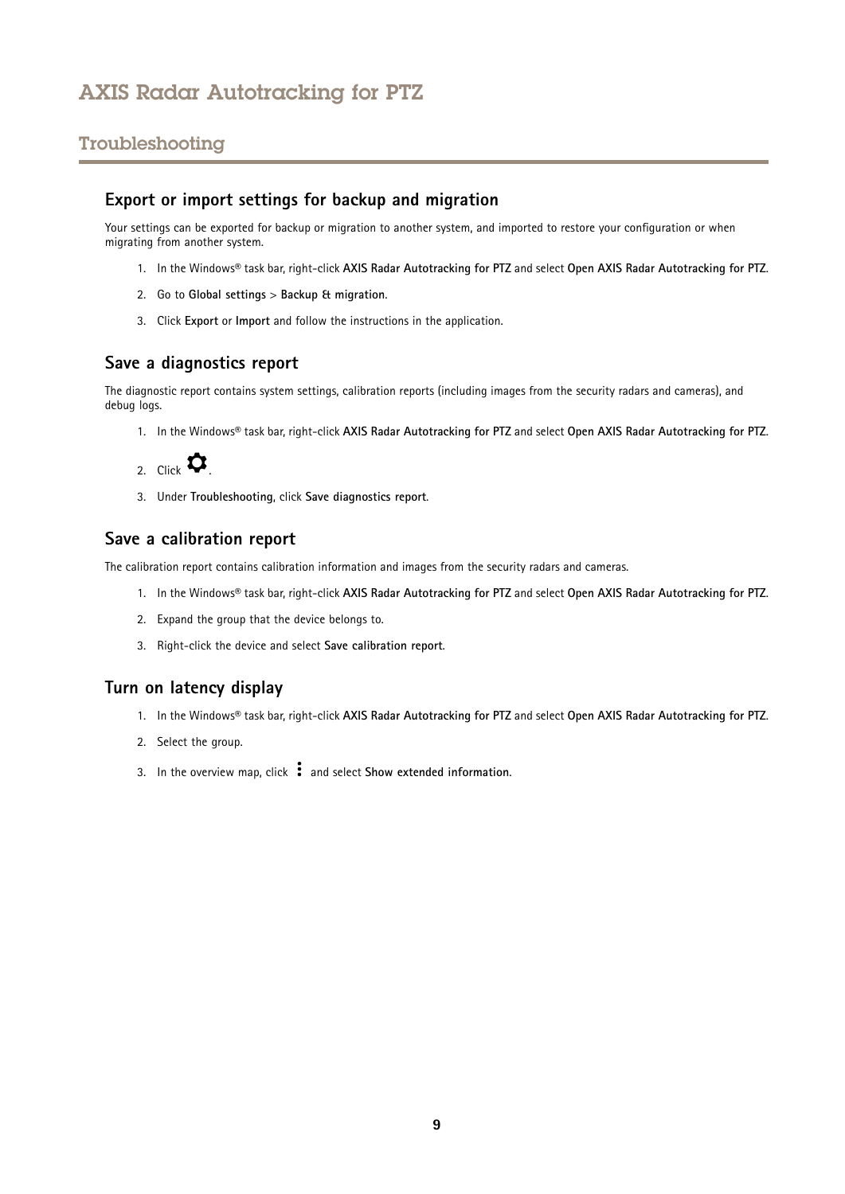## Troubleshooting

### Export or import settings for backup and migration

Your settings can be exported for backup or migration to another system, and imported to restore your configuration or when migrating from another system.

1. In the Windows® task bar, right-click **AXIS Radar Autotracking for PTZ** and select **Open AXIS Radar Autotracking for PTZ**.
2. Go to **Global settings** > **Backup & migration**.
3. Click **Export** or **Import** and follow the instructions in the application.

### Save a diagnostics report

The diagnostic report contains system settings, calibration reports (including images from the security radars and cameras), and debug logs.

1. In the Windows® task bar, right-click **AXIS Radar Autotracking for PTZ** and select **Open AXIS Radar Autotracking for PTZ**.
2. Click ⚙.
3. Under **Troubleshooting**, click **Save diagnostics report**.

### Save a calibration report

The calibration report contains calibration information and images from the security radars and cameras.

1. In the Windows® task bar, right-click **AXIS Radar Autotracking for PTZ** and select **Open AXIS Radar Autotracking for PTZ**.
2. Expand the group that the device belongs to.
3. Right-click the device and select **Save calibration report**.

### Turn on latency display

1. In the Windows® task bar, right-click **AXIS Radar Autotracking for PTZ** and select **Open AXIS Radar Autotracking for PTZ**.
2. Select the group.
3. In the overview map, click ⋮ and select **Show extended information**.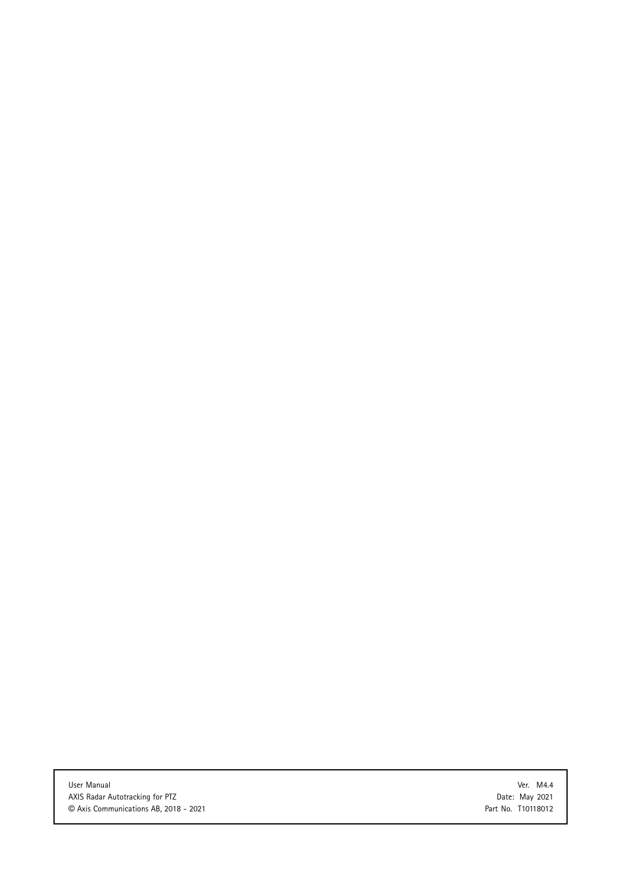User Manual
AXIS Radar Autotracking for PTZ
© Axis Communications AB, 2018 - 2021

Ver. M4.4
Date: May 2021
Part No. T10118012